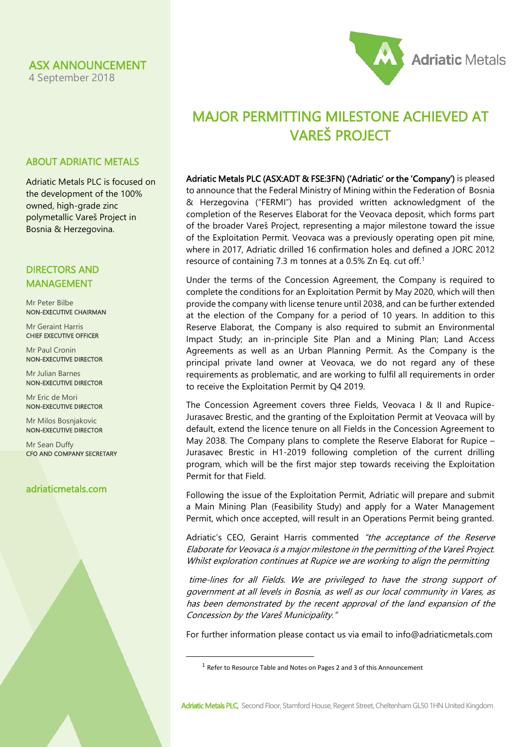# ASX ANNOUNCEMENT

4 September 2018

# MAJOR PERMITTING MILESTONE ACHIEVED AT VAREŠ PROJECT

**Adriatic Metals PLC (ASX:ADT & FSE:3FN) ('Adriatic' or the 'Company')** is pleased to announce that the Federal Ministry of Mining within the Federation of Bosnia & Herzegovina ("FERMI") has provided written acknowledgment of the completion of the Reserves Elaborat for the Veovaca deposit, which forms part of the broader Vareš Project, representing a major milestone toward the issue of the Exploitation Permit. Veovaca was a previously operating open pit mine, where in 2017, Adriatic drilled 16 confirmation holes and defined a JORC 2012 resource of containing 7.3 m tonnes at a 0.5% Zn Eq. cut off.[1]

Under the terms of the Concession Agreement, the Company is required to complete the conditions for an Exploitation Permit by May 2020, which will then provide the company with license tenure until 2038, and can be further extended at the election of the Company for a period of 10 years. In addition to this Reserve Elaborat, the Company is also required to submit an Environmental Impact Study; an in-principle Site Plan and a Mining Plan; Land Access Agreements as well as an Urban Planning Permit. As the Company is the principal private land owner at Veovaca, we do not regard any of these requirements as problematic, and are working to fulfil all requirements in order to receive the Exploitation Permit by Q4 2019.

The Concession Agreement covers three Fields, Veovaca I & II and Rupice-Jurasavec Brestic, and the granting of the Exploitation Permit at Veovaca will by default, extend the licence tenure on all Fields in the Concession Agreement to May 2038. The Company plans to complete the Reserve Elaborat for Rupice – Jurasavec Brestic in H1-2019 following completion of the current drilling program, which will be the first major step towards receiving the Exploitation Permit for that Field.

Following the issue of the Exploitation Permit, Adriatic will prepare and submit a Main Mining Plan (Feasibility Study) and apply for a Water Management Permit, which once accepted, will result in an Operations Permit being granted.

Adriatic's CEO, Geraint Harris commented *"the acceptance of the Reserve Elaborate for Veovaca is a major milestone in the permitting of the Vareš Project. Whilst exploration continues at Rupice we are working to align the permitting time-lines for all Fields. We are privileged to have the strong support of government at all levels in Bosnia, as well as our local community in Vares, as has been demonstrated by the recent approval of the land expansion of the Concession by the Vareš Municipality."*

For further information please contact us via email to info@adriaticmetals.com

[1] Refer to Resource Table and Notes on Pages 2 and 3 of this Announcement

## ABOUT ADRIATIC METALS

Adriatic Metals PLC is focused on the development of the 100% owned, high-grade zinc polymetallic Vareš Project in Bosnia & Herzegovina.

## DIRECTORS AND MANAGEMENT

Mr Peter Bilbe
**NON-EXECUTIVE CHAIRMAN**

Mr Geraint Harris
**CHIEF EXECUTIVE OFFICER**

Mr Paul Cronin
**NON-EXECUTIVE DIRECTOR**

Mr Julian Barnes
**NON-EXECUTIVE DIRECTOR**

Mr Eric de Mori
**NON-EXECUTIVE DIRECTOR**

Mr Milos Bosnjakovic
**NON-EXECUTIVE DIRECTOR**

Mr Sean Duffy
**CFO AND COMPANY SECRETARY**

adriaticmetals.com

Adriatic Metals PLC, Second Floor, Stamford House, Regent Street, Cheltenham GL50 1HN United Kingdom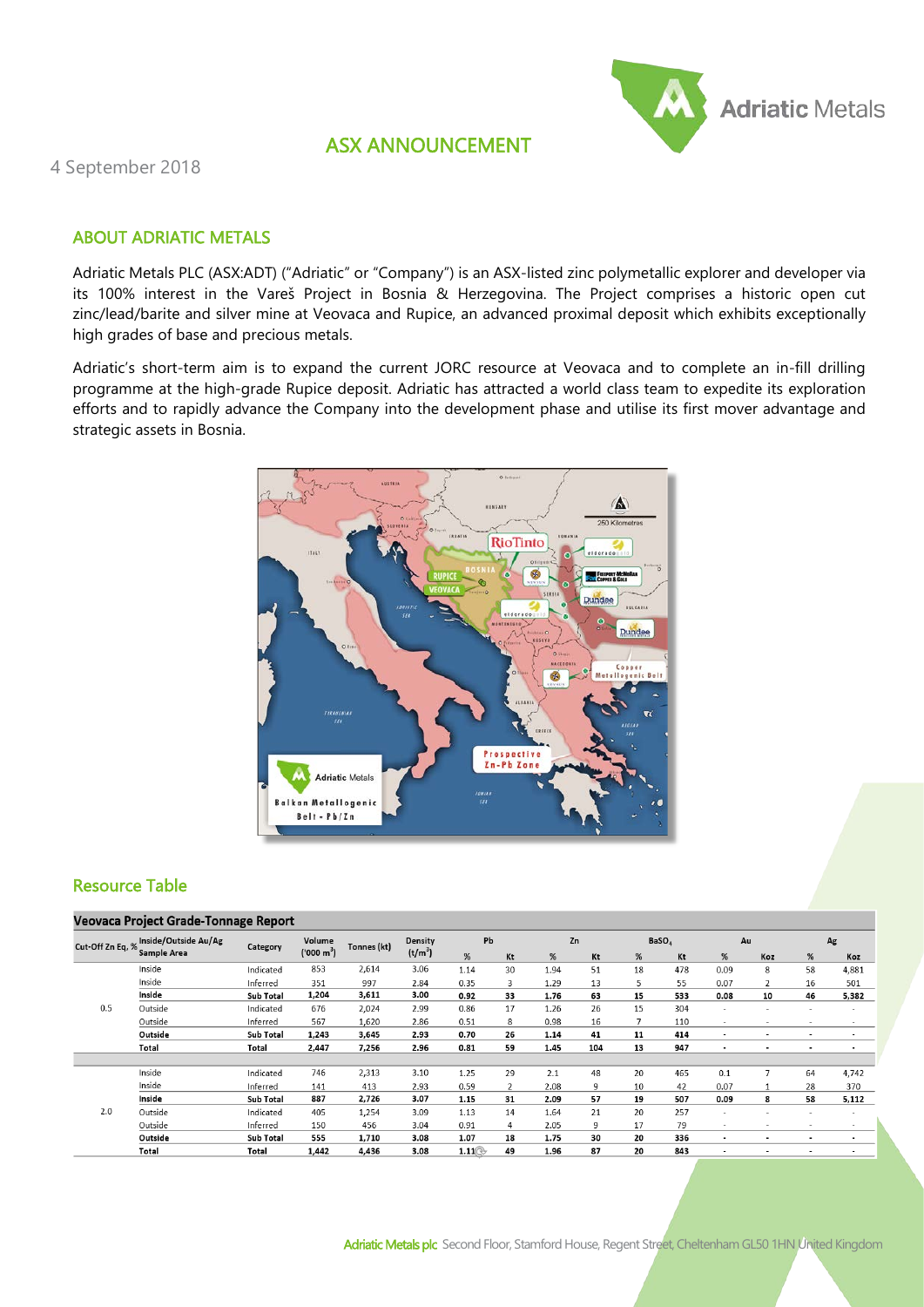## ASX ANNOUNCEMENT

4 September 2018

### ABOUT ADRIATIC METALS

Adriatic Metals PLC (ASX:ADT) ("Adriatic" or "Company") is an ASX-listed zinc polymetallic explorer and developer via its 100% interest in the Vareš Project in Bosnia & Herzegovina. The Project comprises a historic open cut zinc/lead/barite and silver mine at Veovaca and Rupice, an advanced proximal deposit which exhibits exceptionally high grades of base and precious metals.

Adriatic's short-term aim is to expand the current JORC resource at Veovaca and to complete an in-fill drilling programme at the high-grade Rupice deposit. Adriatic has attracted a world class team to expedite its exploration efforts and to rapidly advance the Company into the development phase and utilise its first mover advantage and strategic assets in Bosnia.

### Resource Table

**Veovaca Project Grade-Tonnage Report**

| Cut-Off Zn Eq, % | Inside/Outside Au/Ag Sample Area | Category | Volume ('000 m$^3$) | Tonnes (kt) | Density (t/m$^3$) | Pb | | Zn | | $BaSO_4$ | | Au | | Ag | |
|---|---|---|---|---|---|---|---|---|---|---|---|---|---|---|---|
| | | | | | | % | Kt | % | Kt | % | Kt | % | Koz | % | Koz |
| 0.5 | Inside | Indicated | 853 | 2,614 | 3.06 | 1.14 | 30 | 1.94 | 51 | 18 | 478 | 0.09 | 8 | 58 | 4,881 |
| | Inside | Inferred | 351 | 997 | 2.84 | 0.35 | 3 | 1.29 | 13 | 5 | 55 | 0.07 | 2 | 16 | 501 |
| | **Inside** | **Sub Total** | **1,204** | **3,611** | **3.00** | **0.92** | **33** | **1.76** | **63** | **15** | **533** | **0.08** | **10** | **46** | **5,382** |
| | Outside | Indicated | 676 | 2,024 | 2.99 | 0.86 | 17 | 1.26 | 26 | 15 | 304 | - | - | - | - |
| | Outside | Inferred | 567 | 1,620 | 2.86 | 0.51 | 8 | 0.98 | 16 | 7 | 110 | - | - | - | - |
| | **Outside** | **Sub Total** | **1,243** | **3,645** | **2.93** | **0.70** | **26** | **1.14** | **41** | **11** | **414** | **-** | **-** | **-** | **-** |
| | **Total** | **Total** | **2,447** | **7,256** | **2.96** | **0.81** | **59** | **1.45** | **104** | **13** | **947** | **-** | **-** | **-** | **-** |
| 2.0 | Inside | Indicated | 746 | 2,313 | 3.10 | 1.25 | 29 | 2.1 | 48 | 20 | 465 | 0.1 | 7 | 64 | 4,742 |
| | Inside | Inferred | 141 | 413 | 2.93 | 0.59 | 2 | 2.08 | 9 | 10 | 42 | 0.07 | 1 | 28 | 370 |
| | **Inside** | **Sub Total** | **887** | **2,726** | **3.07** | **1.15** | **31** | **2.09** | **57** | **19** | **507** | **0.09** | **8** | **58** | **5,112** |
| | Outside | Indicated | 405 | 1,254 | 3.09 | 1.13 | 14 | 1.64 | 21 | 20 | 257 | - | - | - | - |
| | Outside | Inferred | 150 | 456 | 3.04 | 0.91 | 4 | 2.05 | 9 | 17 | 79 | - | - | - | - |
| | **Outside** | **Sub Total** | **555** | **1,710** | **3.08** | **1.07** | **18** | **1.75** | **30** | **20** | **336** | **-** | **-** | **-** | **-** |
| | **Total** | **Total** | **1,442** | **4,436** | **3.08** | **1.11** | **49** | **1.96** | **87** | **20** | **843** | **-** | **-** | **-** | **-** |

**Adriatic Metals plc** Second Floor, Stamford House, Regent Street, Cheltenham GL50 1HN United Kingdom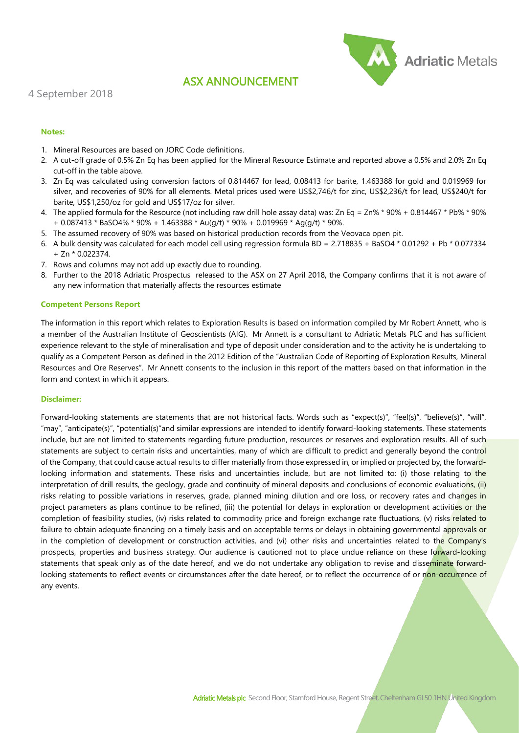**Notes:**

1. Mineral Resources are based on JORC Code definitions.
2. A cut-off grade of 0.5% Zn Eq has been applied for the Mineral Resource Estimate and reported above a 0.5% and 2.0% Zn Eq cut-off in the table above.
3. Zn Eq was calculated using conversion factors of 0.814467 for lead, 0.08413 for barite, 1.463388 for gold and 0.019969 for silver, and recoveries of 90% for all elements. Metal prices used were US$2,746/t for zinc, US$2,236/t for lead, US$240/t for barite, US$1,250/oz for gold and US$17/oz for silver.
4. The applied formula for the Resource (not including raw drill hole assay data) was: Zn Eq = Zn% * 90% + 0.814467 * Pb% * 90% + 0.087413 * BaSO4% * 90% + 1.463388 * Au(g/t) * 90% + 0.019969 * Ag(g/t) * 90%.
5. The assumed recovery of 90% was based on historical production records from the Veovaca open pit.
6. A bulk density was calculated for each model cell using regression formula BD = 2.718835 + BaSO4 * 0.01292 + Pb * 0.077334 + Zn * 0.022374.
7. Rows and columns may not add up exactly due to rounding.
8. Further to the 2018 Adriatic Prospectus released to the ASX on 27 April 2018, the Company confirms that it is not aware of any new information that materially affects the resources estimate

**Competent Persons Report**

The information in this report which relates to Exploration Results is based on information compiled by Mr Robert Annett, who is a member of the Australian Institute of Geoscientists (AIG). Mr Annett is a consultant to Adriatic Metals PLC and has sufficient experience relevant to the style of mineralisation and type of deposit under consideration and to the activity he is undertaking to qualify as a Competent Person as defined in the 2012 Edition of the "Australian Code of Reporting of Exploration Results, Mineral Resources and Ore Reserves". Mr Annett consents to the inclusion in this report of the matters based on that information in the form and context in which it appears.

**Disclaimer:**

Forward-looking statements are statements that are not historical facts. Words such as "expect(s)", "feel(s)", "believe(s)", "will", "may", "anticipate(s)", "potential(s)"and similar expressions are intended to identify forward-looking statements. These statements include, but are not limited to statements regarding future production, resources or reserves and exploration results. All of such statements are subject to certain risks and uncertainties, many of which are difficult to predict and generally beyond the control of the Company, that could cause actual results to differ materially from those expressed in, or implied or projected by, the forward-looking information and statements. These risks and uncertainties include, but are not limited to: (i) those relating to the interpretation of drill results, the geology, grade and continuity of mineral deposits and conclusions of economic evaluations, (ii) risks relating to possible variations in reserves, grade, planned mining dilution and ore loss, or recovery rates and changes in project parameters as plans continue to be refined, (iii) the potential for delays in exploration or development activities or the completion of feasibility studies, (iv) risks related to commodity price and foreign exchange rate fluctuations, (v) risks related to failure to obtain adequate financing on a timely basis and on acceptable terms or delays in obtaining governmental approvals or in the completion of development or construction activities, and (vi) other risks and uncertainties related to the Company's prospects, properties and business strategy. Our audience is cautioned not to place undue reliance on these forward-looking statements that speak only as of the date hereof, and we do not undertake any obligation to revise and disseminate forward-looking statements to reflect events or circumstances after the date hereof, or to reflect the occurrence of or non-occurrence of any events.